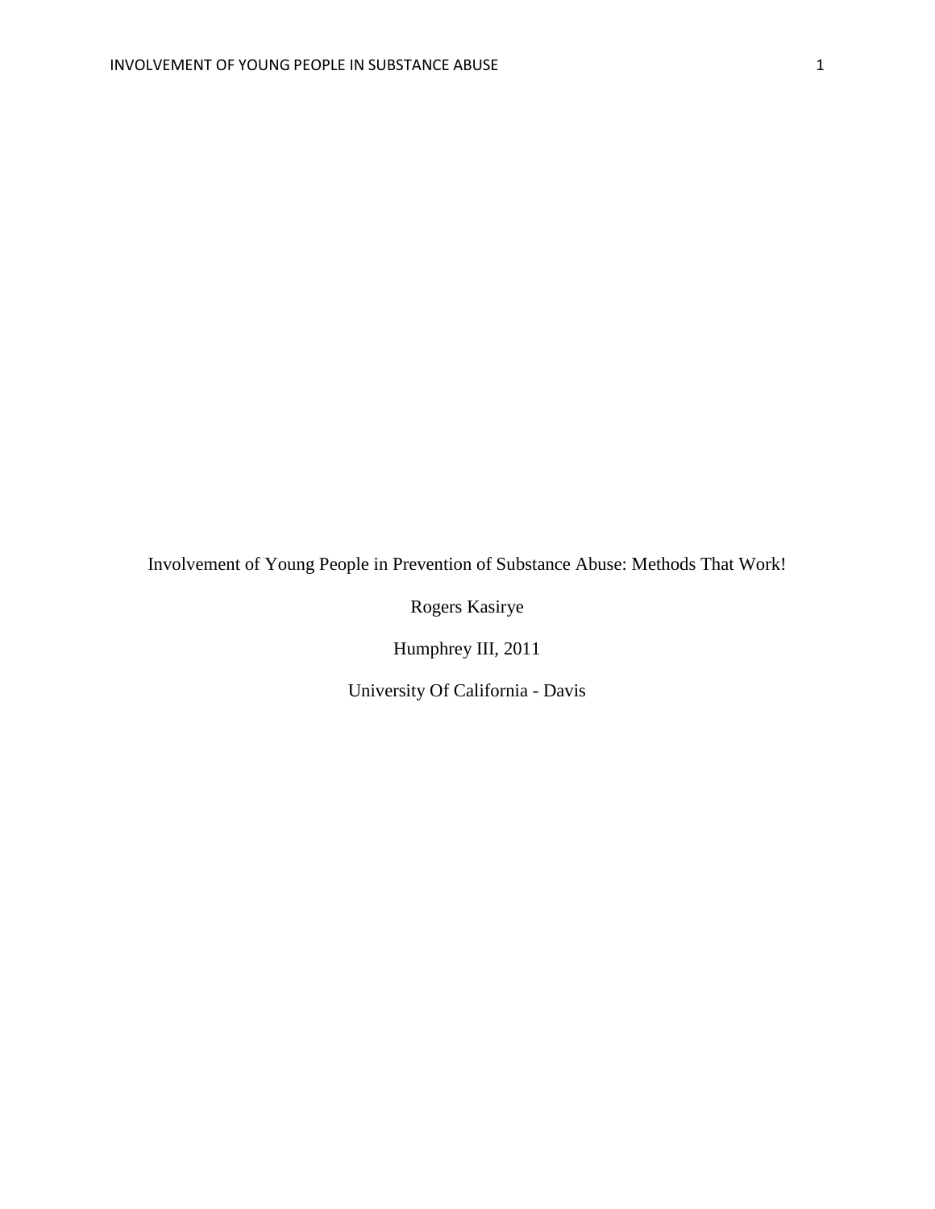# Involvement of Young People in Prevention of Substance Abuse: Methods That Work!

Rogers Kasirye

Humphrey III, 2011

University Of California - Davis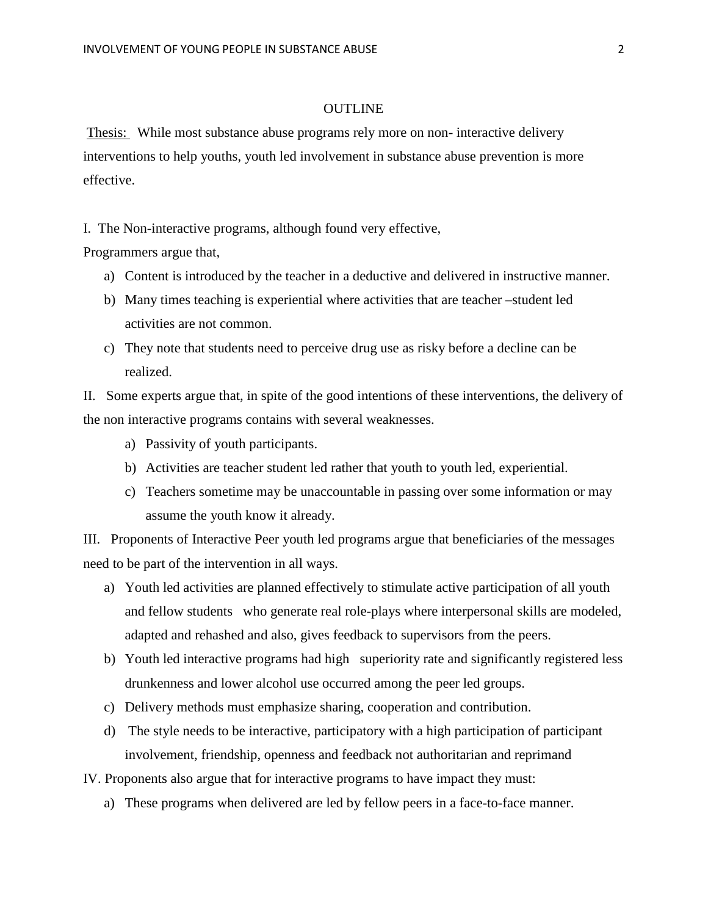# OUTLINE

Thesis: While most substance abuse programs rely more on non- interactive delivery interventions to help youths, youth led involvement in substance abuse prevention is more effective.

I. The Non-interactive programs, although found very effective,

Programmers argue that,

a) Content is introduced by the teacher in a deductive and delivered in instructive manner.
b) Many times teaching is experiential where activities that are teacher –student led activities are not common.
c) They note that students need to perceive drug use as risky before a decline can be realized.

II. Some experts argue that, in spite of the good intentions of these interventions, the delivery of the non interactive programs contains with several weaknesses.

a) Passivity of youth participants.
b) Activities are teacher student led rather that youth to youth led, experiential.
c) Teachers sometime may be unaccountable in passing over some information or may assume the youth know it already.

III. Proponents of Interactive Peer youth led programs argue that beneficiaries of the messages need to be part of the intervention in all ways.

a) Youth led activities are planned effectively to stimulate active participation of all youth and fellow students who generate real role-plays where interpersonal skills are modeled, adapted and rehashed and also, gives feedback to supervisors from the peers.
b) Youth led interactive programs had high superiority rate and significantly registered less drunkenness and lower alcohol use occurred among the peer led groups.
c) Delivery methods must emphasize sharing, cooperation and contribution.
d) The style needs to be interactive, participatory with a high participation of participant involvement, friendship, openness and feedback not authoritarian and reprimand

IV. Proponents also argue that for interactive programs to have impact they must:

a) These programs when delivered are led by fellow peers in a face-to-face manner.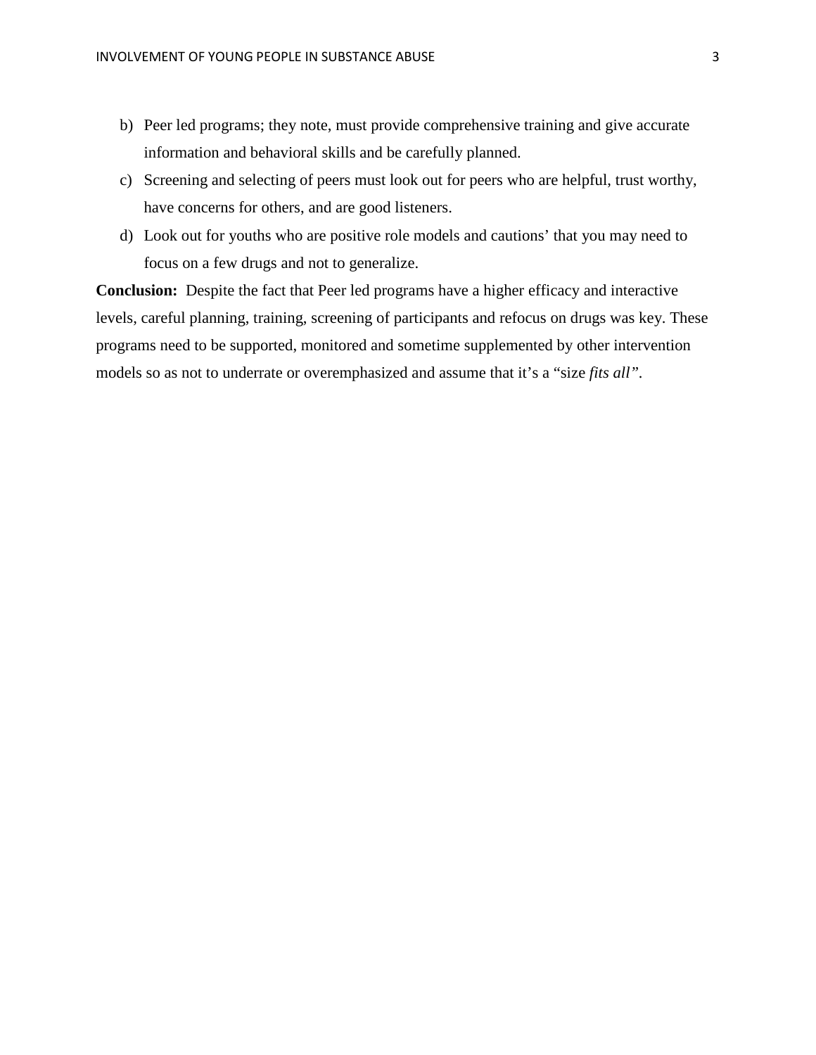b) Peer led programs; they note, must provide comprehensive training and give accurate information and behavioral skills and be carefully planned.
c) Screening and selecting of peers must look out for peers who are helpful, trust worthy, have concerns for others, and are good listeners.
d) Look out for youths who are positive role models and cautions' that you may need to focus on a few drugs and not to generalize.

**Conclusion:** Despite the fact that Peer led programs have a higher efficacy and interactive levels, careful planning, training, screening of participants and refocus on drugs was key. These programs need to be supported, monitored and sometime supplemented by other intervention models so as not to underrate or overemphasized and assume that it's a "size *fits all"*.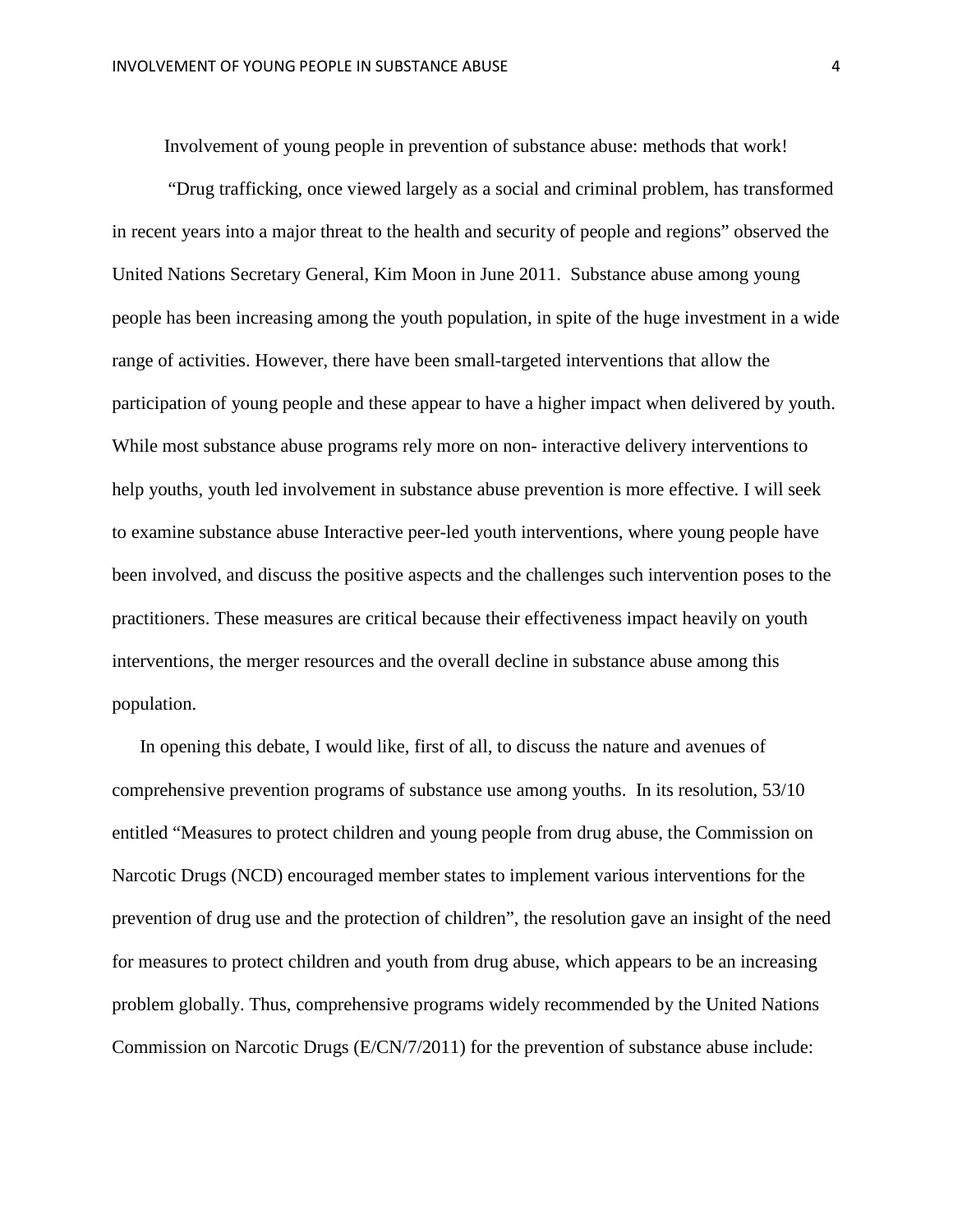Involvement of young people in prevention of substance abuse: methods that work!

"Drug trafficking, once viewed largely as a social and criminal problem, has transformed in recent years into a major threat to the health and security of people and regions" observed the United Nations Secretary General, Kim Moon in June 2011. Substance abuse among young people has been increasing among the youth population, in spite of the huge investment in a wide range of activities. However, there have been small-targeted interventions that allow the participation of young people and these appear to have a higher impact when delivered by youth. While most substance abuse programs rely more on non- interactive delivery interventions to help youths, youth led involvement in substance abuse prevention is more effective. I will seek to examine substance abuse Interactive peer-led youth interventions, where young people have been involved, and discuss the positive aspects and the challenges such intervention poses to the practitioners. These measures are critical because their effectiveness impact heavily on youth interventions, the merger resources and the overall decline in substance abuse among this population.

In opening this debate, I would like, first of all, to discuss the nature and avenues of comprehensive prevention programs of substance use among youths. In its resolution, 53/10 entitled "Measures to protect children and young people from drug abuse, the Commission on Narcotic Drugs (NCD) encouraged member states to implement various interventions for the prevention of drug use and the protection of children", the resolution gave an insight of the need for measures to protect children and youth from drug abuse, which appears to be an increasing problem globally. Thus, comprehensive programs widely recommended by the United Nations Commission on Narcotic Drugs (E/CN/7/2011) for the prevention of substance abuse include: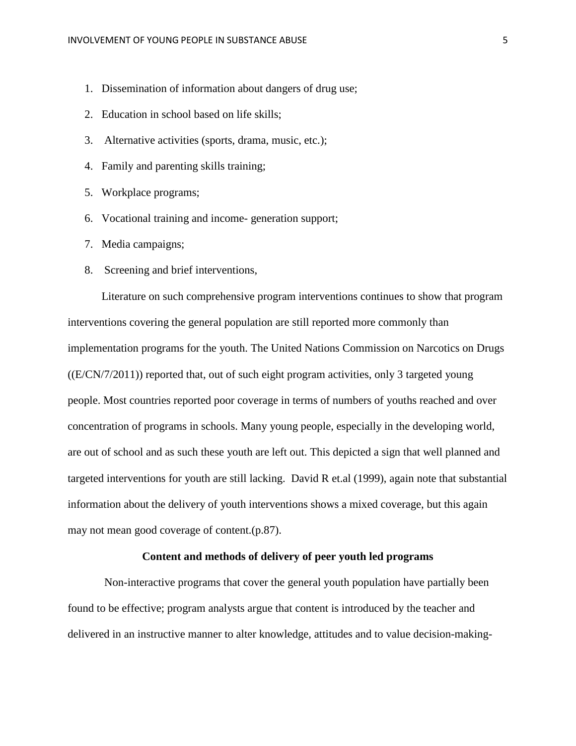1. Dissemination of information about dangers of drug use;
2. Education in school based on life skills;
3. Alternative activities (sports, drama, music, etc.);
4. Family and parenting skills training;
5. Workplace programs;
6. Vocational training and income- generation support;
7. Media campaigns;
8. Screening and brief interventions,

Literature on such comprehensive program interventions continues to show that program interventions covering the general population are still reported more commonly than implementation programs for the youth. The United Nations Commission on Narcotics on Drugs ((E/CN/7/2011)) reported that, out of such eight program activities, only 3 targeted young people. Most countries reported poor coverage in terms of numbers of youths reached and over concentration of programs in schools. Many young people, especially in the developing world, are out of school and as such these youth are left out. This depicted a sign that well planned and targeted interventions for youth are still lacking. David R et.al (1999), again note that substantial information about the delivery of youth interventions shows a mixed coverage, but this again may not mean good coverage of content.(p.87).

**Content and methods of delivery of peer youth led programs**

Non-interactive programs that cover the general youth population have partially been found to be effective; program analysts argue that content is introduced by the teacher and delivered in an instructive manner to alter knowledge, attitudes and to value decision-making-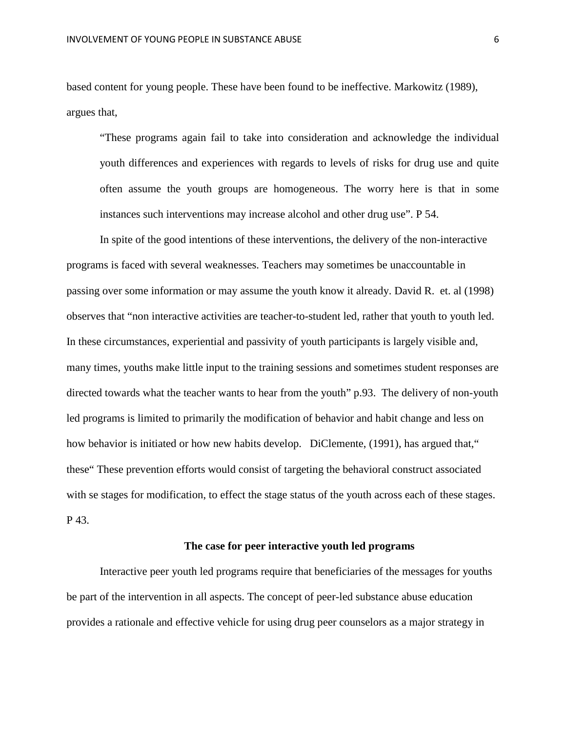based content for young people. These have been found to be ineffective. Markowitz (1989), argues that,

> "These programs again fail to take into consideration and acknowledge the individual youth differences and experiences with regards to levels of risks for drug use and quite often assume the youth groups are homogeneous. The worry here is that in some instances such interventions may increase alcohol and other drug use". P 54.

In spite of the good intentions of these interventions, the delivery of the non-interactive programs is faced with several weaknesses. Teachers may sometimes be unaccountable in passing over some information or may assume the youth know it already. David R. et. al (1998) observes that "non interactive activities are teacher-to-student led, rather that youth to youth led. In these circumstances, experiential and passivity of youth participants is largely visible and, many times, youths make little input to the training sessions and sometimes student responses are directed towards what the teacher wants to hear from the youth" p.93. The delivery of non-youth led programs is limited to primarily the modification of behavior and habit change and less on how behavior is initiated or how new habits develop. DiClemente, (1991), has argued that," these" These prevention efforts would consist of targeting the behavioral construct associated with se stages for modification, to effect the stage status of the youth across each of these stages. P 43.

### The case for peer interactive youth led programs

Interactive peer youth led programs require that beneficiaries of the messages for youths be part of the intervention in all aspects. The concept of peer-led substance abuse education provides a rationale and effective vehicle for using drug peer counselors as a major strategy in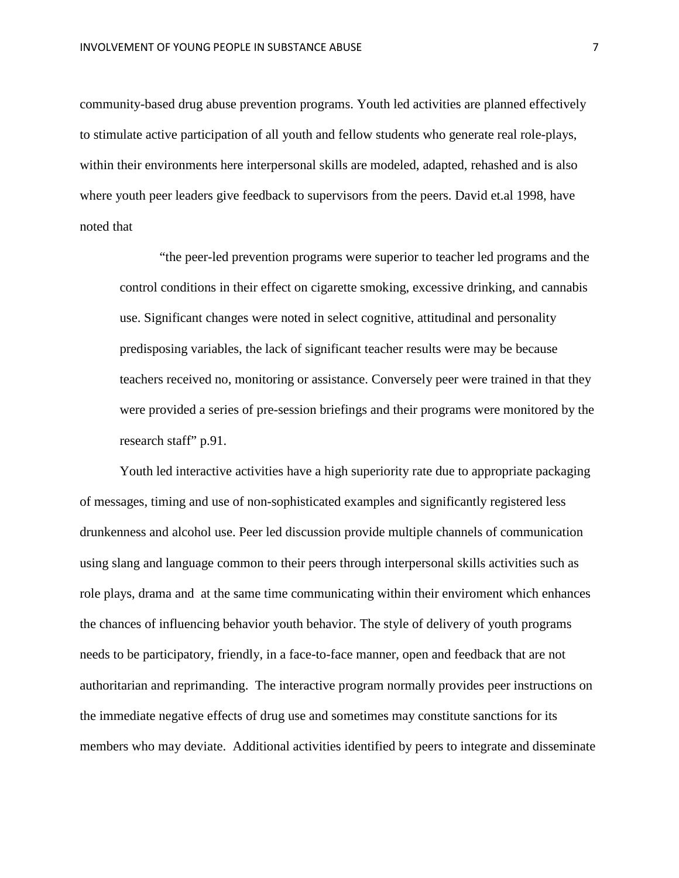community-based drug abuse prevention programs. Youth led activities are planned effectively to stimulate active participation of all youth and fellow students who generate real role-plays, within their environments here interpersonal skills are modeled, adapted, rehashed and is also where youth peer leaders give feedback to supervisors from the peers. David et.al 1998, have noted that

> "the peer-led prevention programs were superior to teacher led programs and the control conditions in their effect on cigarette smoking, excessive drinking, and cannabis use. Significant changes were noted in select cognitive, attitudinal and personality predisposing variables, the lack of significant teacher results were may be because teachers received no, monitoring or assistance. Conversely peer were trained in that they were provided a series of pre-session briefings and their programs were monitored by the research staff" p.91.

Youth led interactive activities have a high superiority rate due to appropriate packaging of messages, timing and use of non-sophisticated examples and significantly registered less drunkenness and alcohol use. Peer led discussion provide multiple channels of communication using slang and language common to their peers through interpersonal skills activities such as role plays, drama and at the same time communicating within their enviroment which enhances the chances of influencing behavior youth behavior. The style of delivery of youth programs needs to be participatory, friendly, in a face-to-face manner, open and feedback that are not authoritarian and reprimanding. The interactive program normally provides peer instructions on the immediate negative effects of drug use and sometimes may constitute sanctions for its members who may deviate. Additional activities identified by peers to integrate and disseminate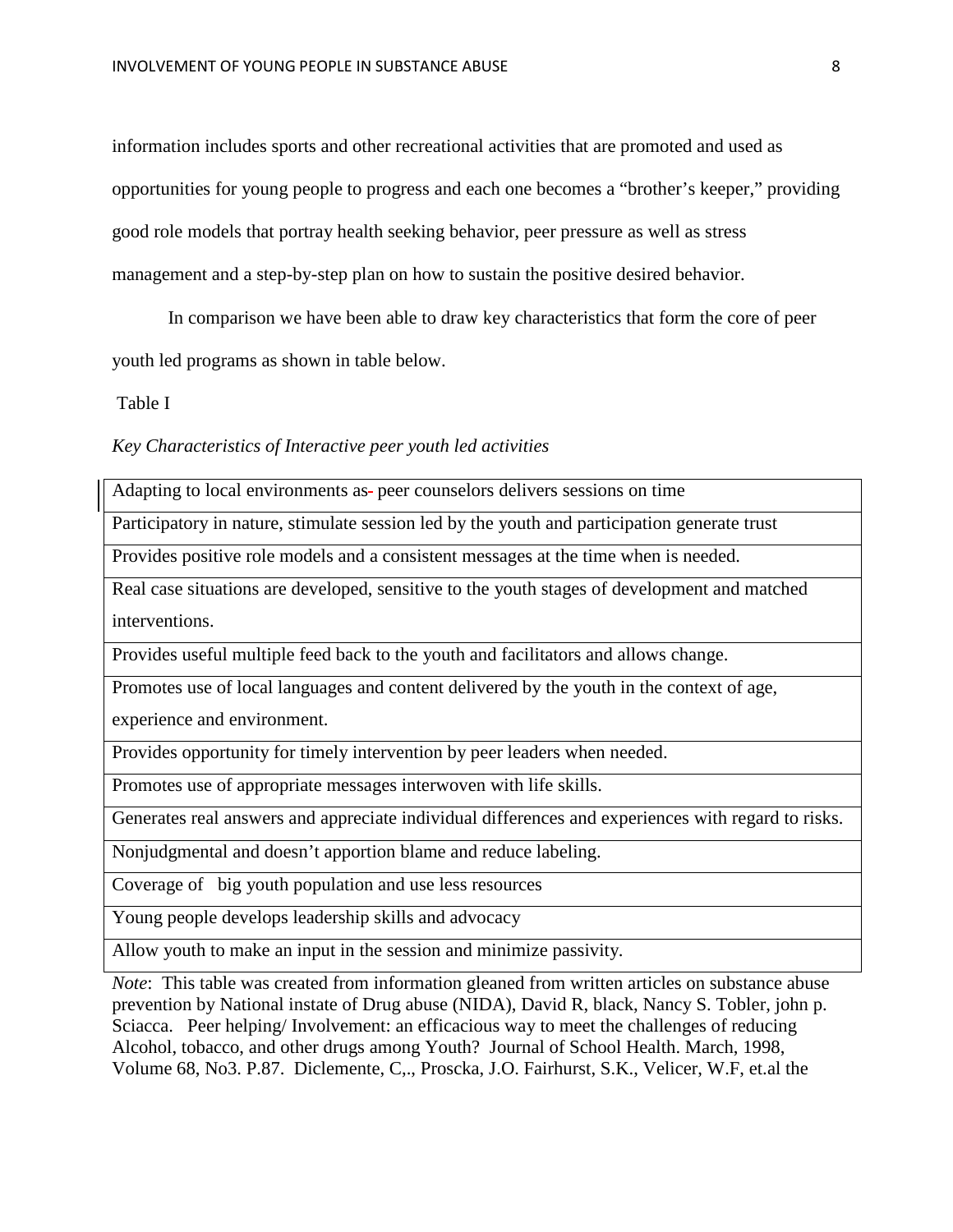information includes sports and other recreational activities that are promoted and used as opportunities for young people to progress and each one becomes a "brother's keeper," providing good role models that portray health seeking behavior, peer pressure as well as stress management and a step-by-step plan on how to sustain the positive desired behavior.

In comparison we have been able to draw key characteristics that form the core of peer youth led programs as shown in table below.

Table I

*Key Characteristics of Interactive peer youth led activities*

| Key Characteristics |
|---|
| Adapting to local environments as- peer counselors delivers sessions on time |
| Participatory in nature, stimulate session led by the youth and participation generate trust |
| Provides positive role models and a consistent messages at the time when is needed. |
| Real case situations are developed, sensitive to the youth stages of development and matched interventions. |
| Provides useful multiple feed back to the youth and facilitators and allows change. |
| Promotes use of local languages and content delivered by the youth in the context of age, experience and environment. |
| Provides opportunity for timely intervention by peer leaders when needed. |
| Promotes use of appropriate messages interwoven with life skills. |
| Generates real answers and appreciate individual differences and experiences with regard to risks. |
| Nonjudgmental and doesn't apportion blame and reduce labeling. |
| Coverage of big youth population and use less resources |
| Young people develops leadership skills and advocacy |
| Allow youth to make an input in the session and minimize passivity. |

*Note*: This table was created from information gleaned from written articles on substance abuse prevention by National instate of Drug abuse (NIDA), David R, black, Nancy S. Tobler, john p. Sciacca. Peer helping/ Involvement: an efficacious way to meet the challenges of reducing Alcohol, tobacco, and other drugs among Youth? Journal of School Health. March, 1998, Volume 68, No3. P.87. Diclemente, C,., Proscka, J.O. Fairhurst, S.K., Velicer, W.F, et.al the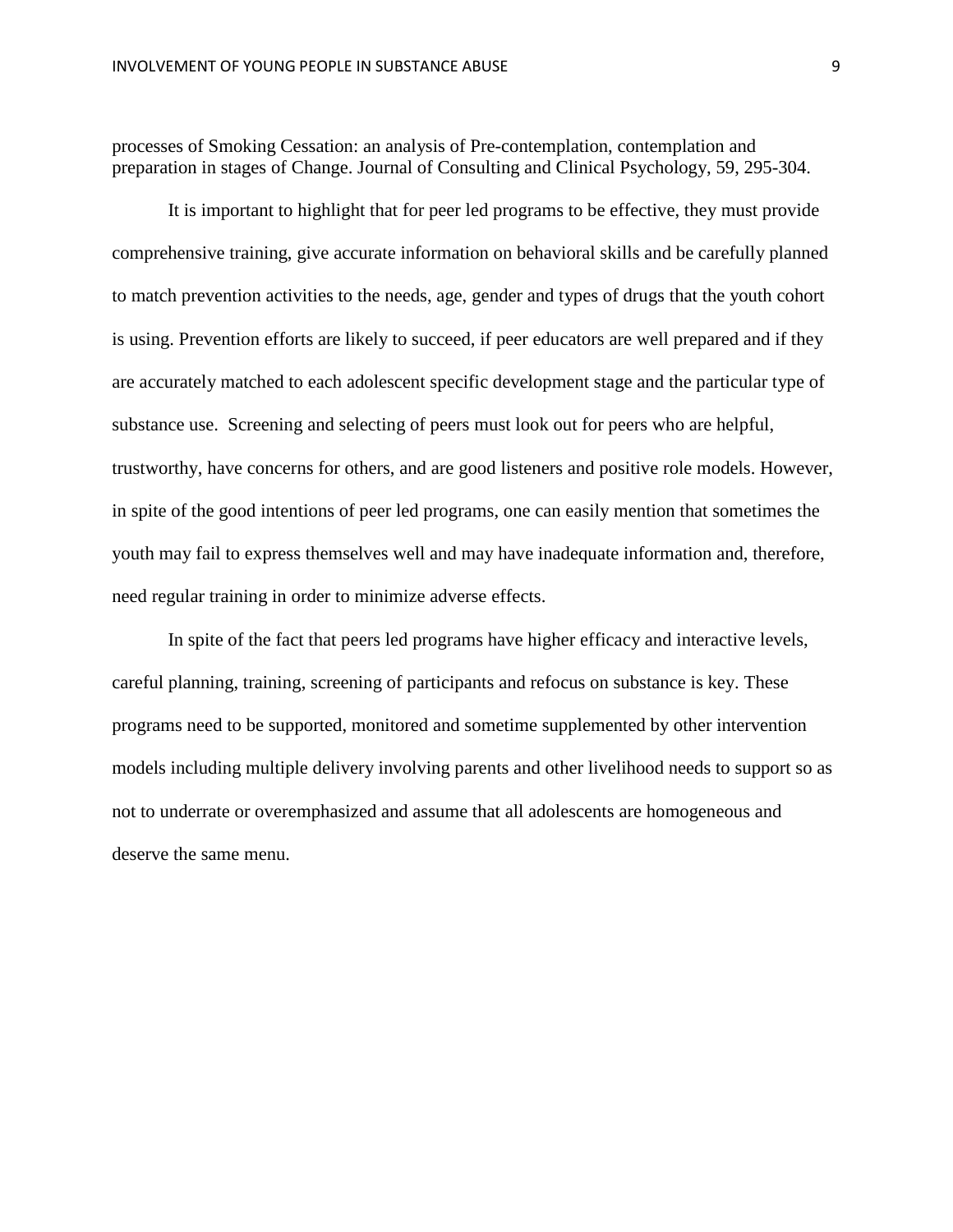processes of Smoking Cessation: an analysis of Pre-contemplation, contemplation and preparation in stages of Change. Journal of Consulting and Clinical Psychology, 59, 295-304.

It is important to highlight that for peer led programs to be effective, they must provide comprehensive training, give accurate information on behavioral skills and be carefully planned to match prevention activities to the needs, age, gender and types of drugs that the youth cohort is using. Prevention efforts are likely to succeed, if peer educators are well prepared and if they are accurately matched to each adolescent specific development stage and the particular type of substance use. Screening and selecting of peers must look out for peers who are helpful, trustworthy, have concerns for others, and are good listeners and positive role models. However, in spite of the good intentions of peer led programs, one can easily mention that sometimes the youth may fail to express themselves well and may have inadequate information and, therefore, need regular training in order to minimize adverse effects.

In spite of the fact that peers led programs have higher efficacy and interactive levels, careful planning, training, screening of participants and refocus on substance is key. These programs need to be supported, monitored and sometime supplemented by other intervention models including multiple delivery involving parents and other livelihood needs to support so as not to underrate or overemphasized and assume that all adolescents are homogeneous and deserve the same menu.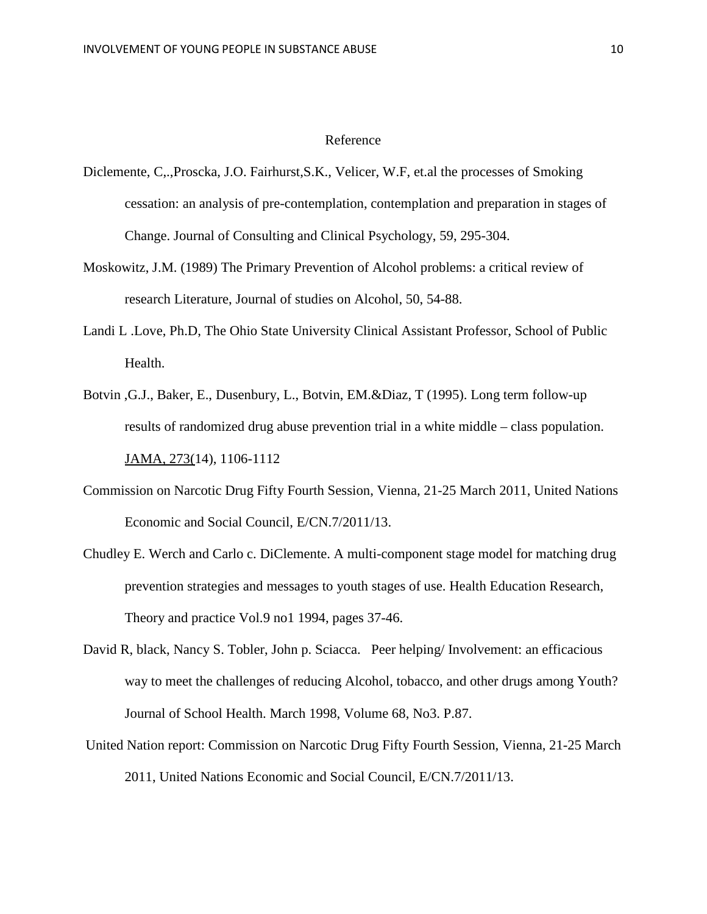# Reference

Diclemente, C,.,Proscka, J.O. Fairhurst,S.K., Velicer, W.F, et.al the processes of Smoking cessation: an analysis of pre-contemplation, contemplation and preparation in stages of Change. Journal of Consulting and Clinical Psychology, 59, 295-304.

Moskowitz, J.M. (1989) The Primary Prevention of Alcohol problems: a critical review of research Literature, Journal of studies on Alcohol, 50, 54-88.

Landi L .Love, Ph.D, The Ohio State University Clinical Assistant Professor, School of Public Health.

Botvin ,G.J., Baker, E., Dusenbury, L., Botvin, EM.&Diaz, T (1995). Long term follow-up results of randomized drug abuse prevention trial in a white middle – class population. JAMA, 273(14), 1106-1112

Commission on Narcotic Drug Fifty Fourth Session, Vienna, 21-25 March 2011, United Nations Economic and Social Council, E/CN.7/2011/13.

Chudley E. Werch and Carlo c. DiClemente. A multi-component stage model for matching drug prevention strategies and messages to youth stages of use. Health Education Research, Theory and practice Vol.9 no1 1994, pages 37-46.

David R, black, Nancy S. Tobler, John p. Sciacca. Peer helping/ Involvement: an efficacious way to meet the challenges of reducing Alcohol, tobacco, and other drugs among Youth? Journal of School Health. March 1998, Volume 68, No3. P.87.

United Nation report: Commission on Narcotic Drug Fifty Fourth Session, Vienna, 21-25 March 2011, United Nations Economic and Social Council, E/CN.7/2011/13.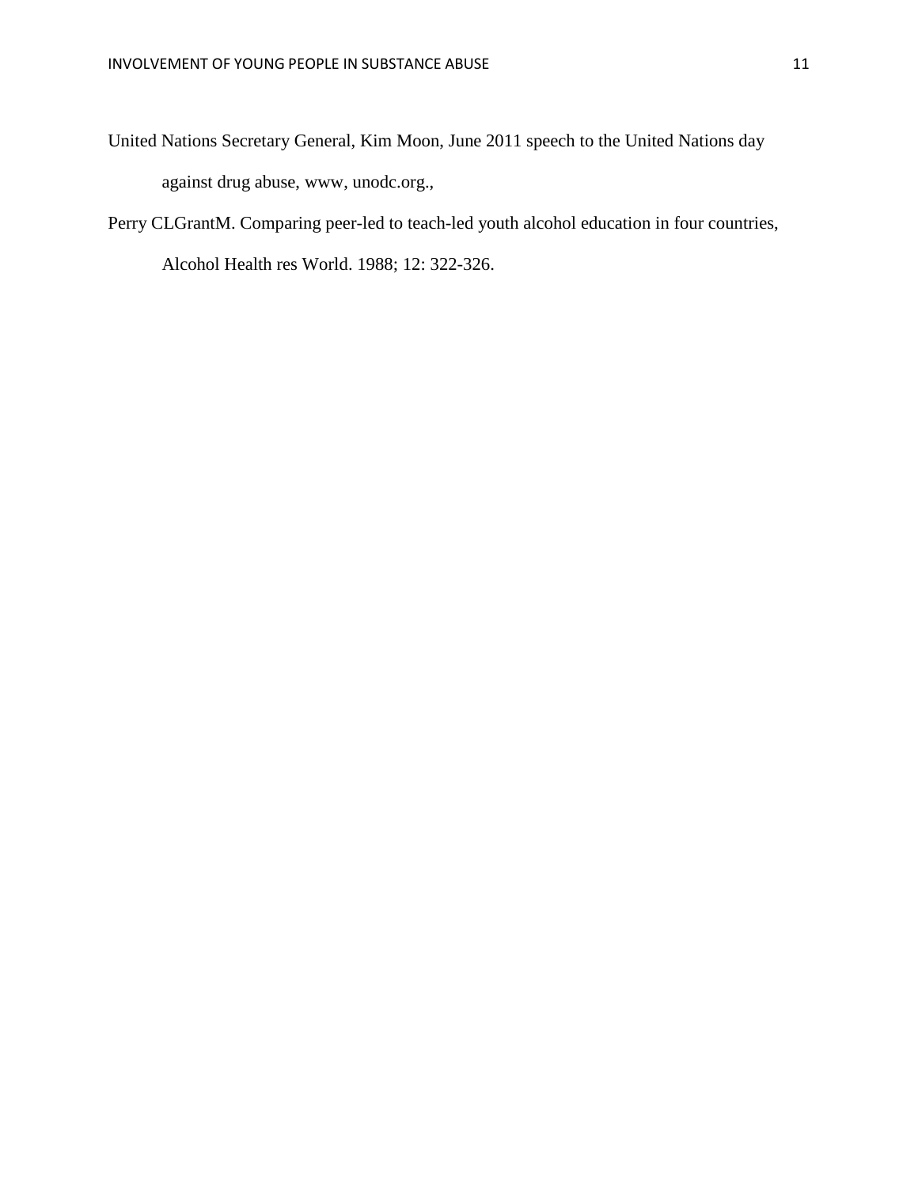United Nations Secretary General, Kim Moon, June 2011 speech to the United Nations day against drug abuse, www, unodc.org.,

Perry CLGrantM. Comparing peer-led to teach-led youth alcohol education in four countries, Alcohol Health res World. 1988; 12: 322-326.